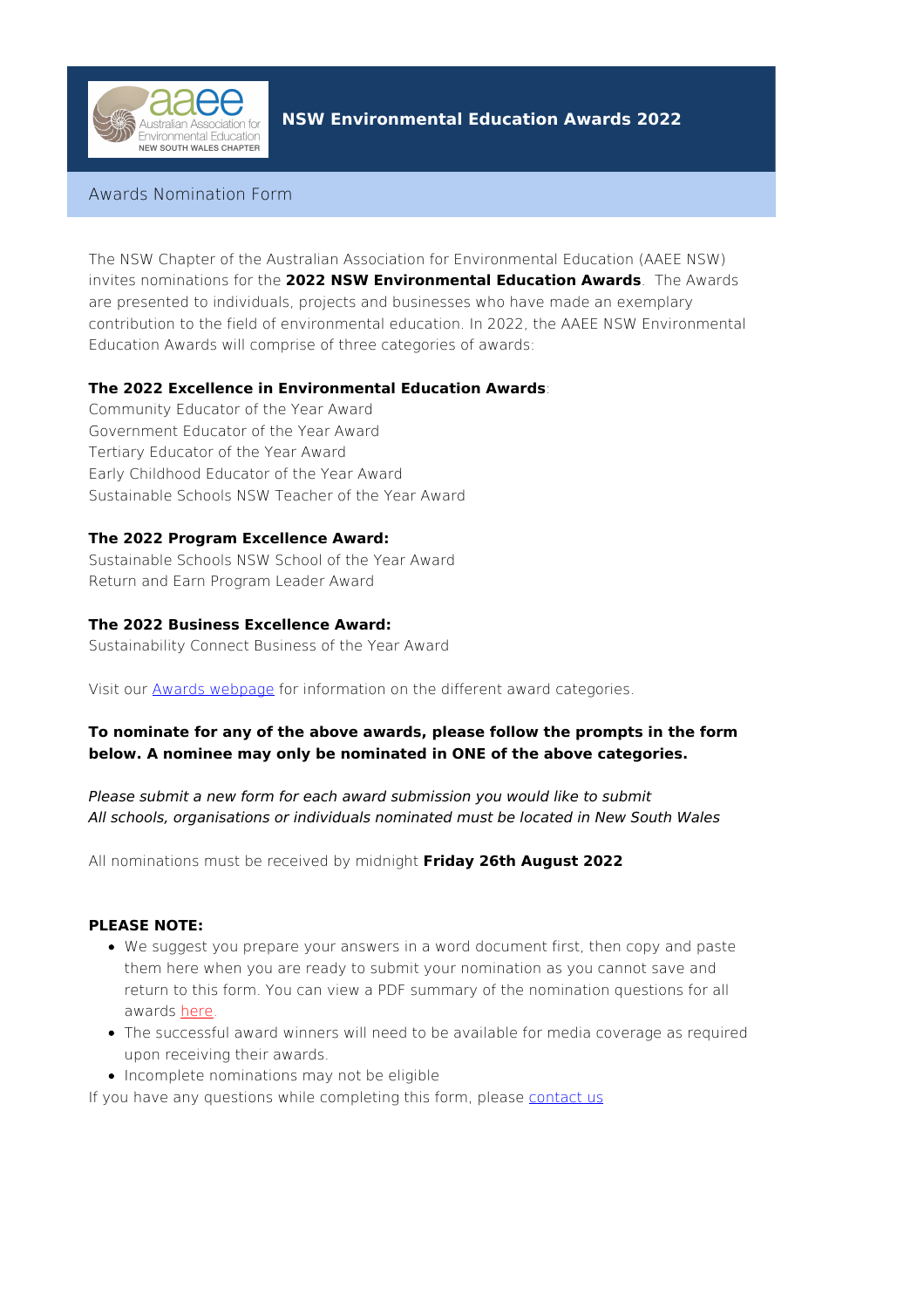# NSW Environmental Education Awards 2022

## Awards Nomination Form

The NSW Chapter of the Australian Association for Environmental Education (AAEE NSW) invites nominations for the **2022 NSW Environmental Education Awards**. The Awards are presented to individuals, projects and businesses who have made an exemplary contribution to the field of environmental education. In 2022, the AAEE NSW Environmental Education Awards will comprise of three categories of awards:

**The 2022 Excellence in Environmental Education Awards**:
Community Educator of the Year Award
Government Educator of the Year Award
Tertiary Educator of the Year Award
Early Childhood Educator of the Year Award
Sustainable Schools NSW Teacher of the Year Award

**The 2022 Program Excellence Award:**
Sustainable Schools NSW School of the Year Award
Return and Earn Program Leader Award

**The 2022 Business Excellence Award:**
Sustainability Connect Business of the Year Award

Visit our Awards webpage for information on the different award categories.

**To nominate for any of the above awards, please follow the prompts in the form below. A nominee may only be nominated in ONE of the above categories.**

*Please submit a new form for each award submission you would like to submit*
*All schools, organisations or individuals nominated must be located in New South Wales*

All nominations must be received by midnight **Friday 26th August 2022**

**PLEASE NOTE:**

- We suggest you prepare your answers in a word document first, then copy and paste them here when you are ready to submit your nomination as you cannot save and return to this form. You can view a PDF summary of the nomination questions for all awards here.
- The successful award winners will need to be available for media coverage as required upon receiving their awards.
- Incomplete nominations may not be eligible

If you have any questions while completing this form, please contact us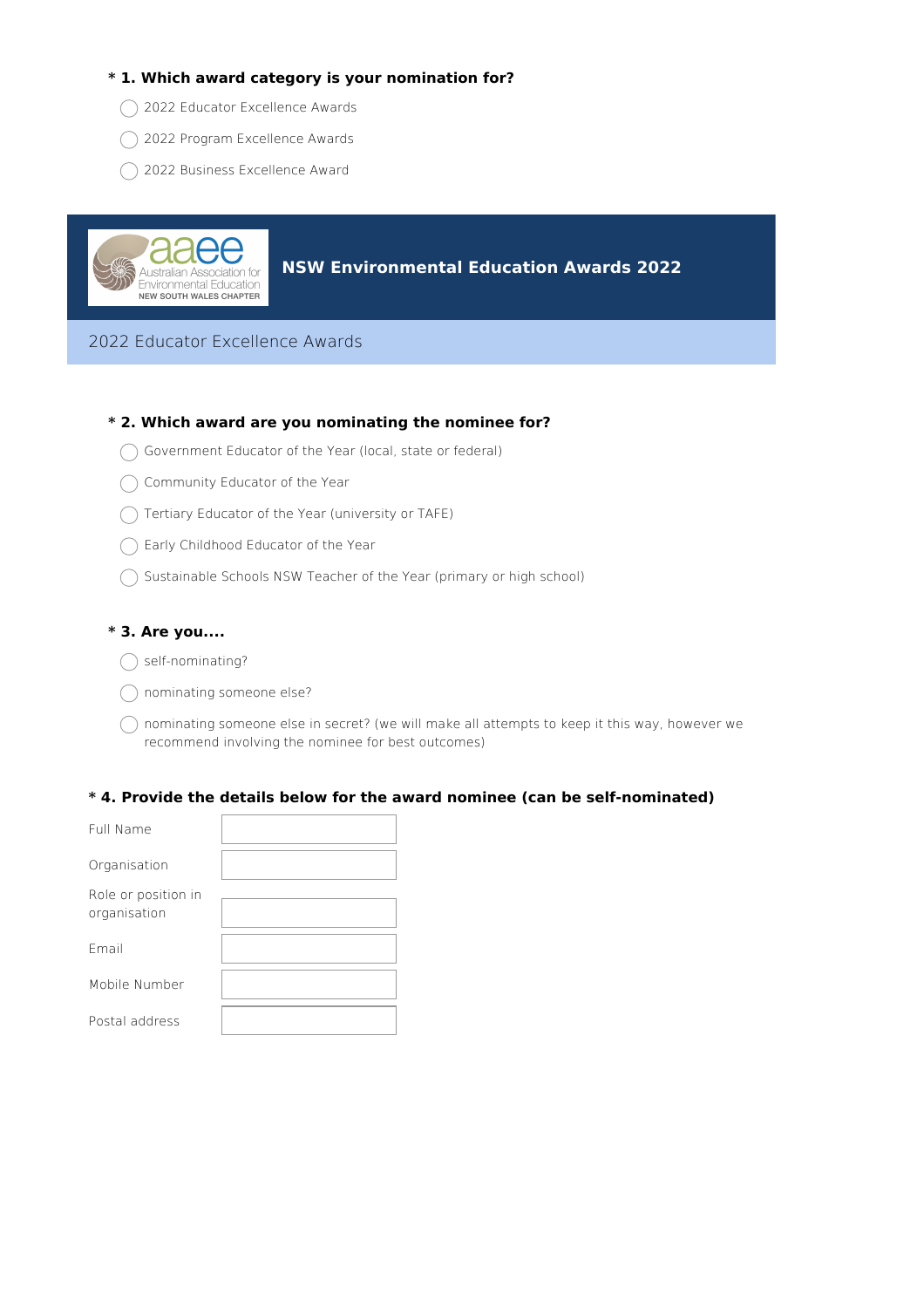**\* 1. Which award category is your nomination for?**

- ◯ 2022 Educator Excellence Awards
- ◯ 2022 Program Excellence Awards
- ◯ 2022 Business Excellence Award

aaee Australian Association for Environmental Education NEW SOUTH WALES CHAPTER

## NSW Environmental Education Awards 2022

### 2022 Educator Excellence Awards

**\* 2. Which award are you nominating the nominee for?**

- ◯ Government Educator of the Year (local, state or federal)
- ◯ Community Educator of the Year
- ◯ Tertiary Educator of the Year (university or TAFE)
- ◯ Early Childhood Educator of the Year
- ◯ Sustainable Schools NSW Teacher of the Year (primary or high school)

**\* 3. Are you....**

- ◯ self-nominating?
- ◯ nominating someone else?
- ◯ nominating someone else in secret? (we will make all attempts to keep it this way, however we recommend involving the nominee for best outcomes)

**\* 4. Provide the details below for the award nominee (can be self-nominated)**

| | |
|---|---|
| Full Name | |
| Organisation | |
| Role or position in organisation | |
| Email | |
| Mobile Number | |
| Postal address | |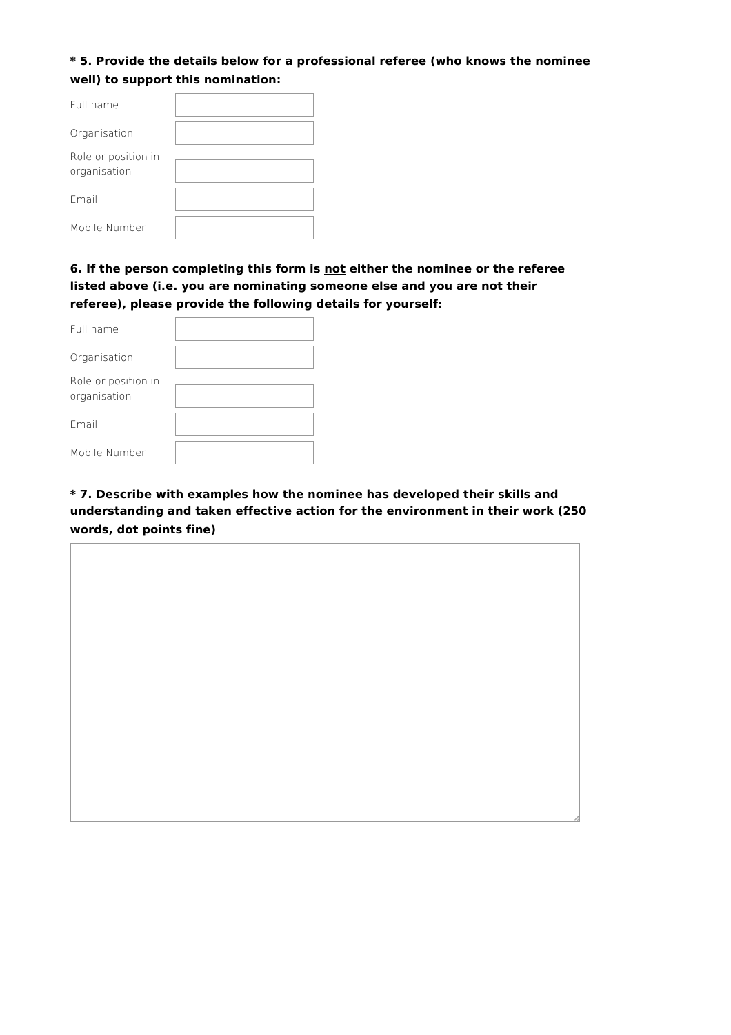**\* 5. Provide the details below for a professional referee (who knows the nominee well) to support this nomination:**

Full name

Organisation

Role or position in organisation

Email

Mobile Number

**6. If the person completing this form is <u>not</u> either the nominee or the referee listed above (i.e. you are nominating someone else and you are not their referee), please provide the following details for yourself:**

Full name

Organisation

Role or position in organisation

Email

Mobile Number

**\* 7. Describe with examples how the nominee has developed their skills and understanding and taken effective action for the environment in their work (250 words, dot points fine)**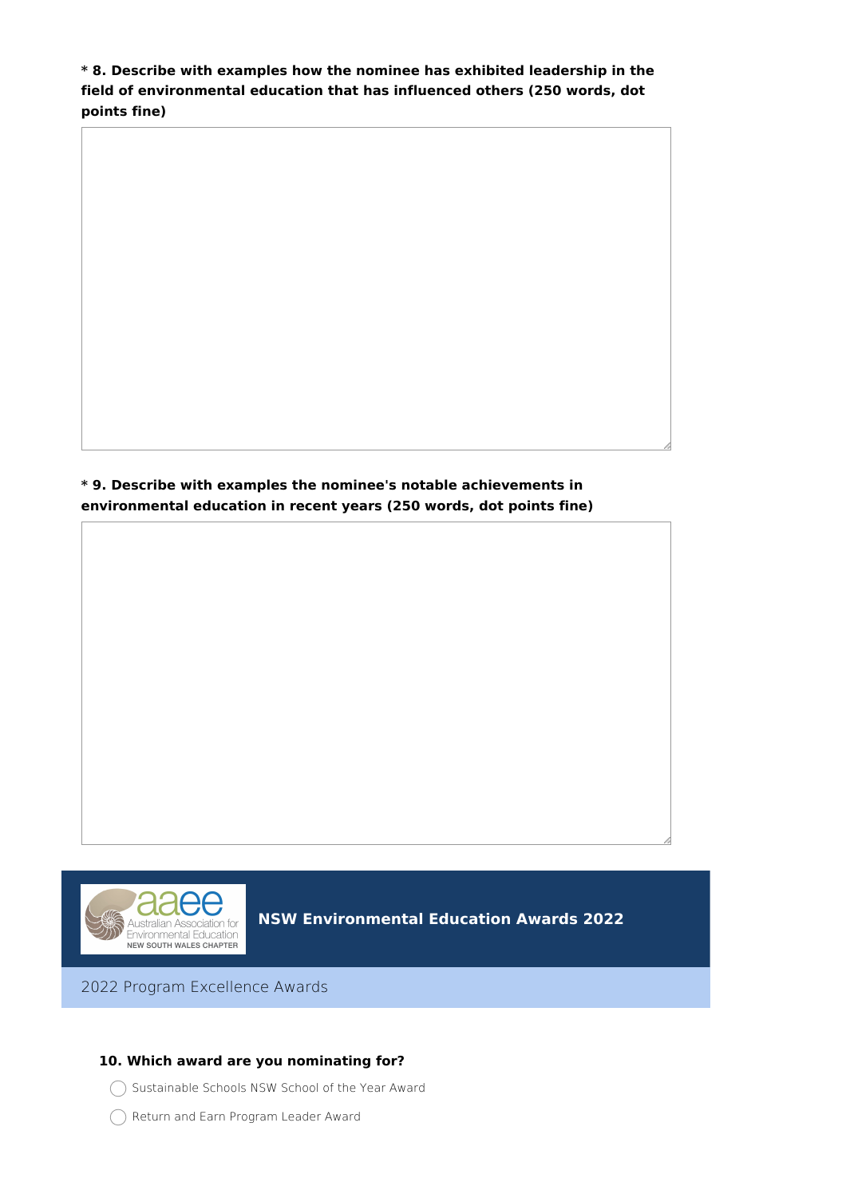**\* 8. Describe with examples how the nominee has exhibited leadership in the field of environmental education that has influenced others (250 words, dot points fine)**

**\* 9. Describe with examples the nominee's notable achievements in environmental education in recent years (250 words, dot points fine)**

aaee Australian Association for Environmental Education NEW SOUTH WALES CHAPTER

## NSW Environmental Education Awards 2022

### 2022 Program Excellence Awards

**10. Which award are you nominating for?**

- ◯ Sustainable Schools NSW School of the Year Award
- ◯ Return and Earn Program Leader Award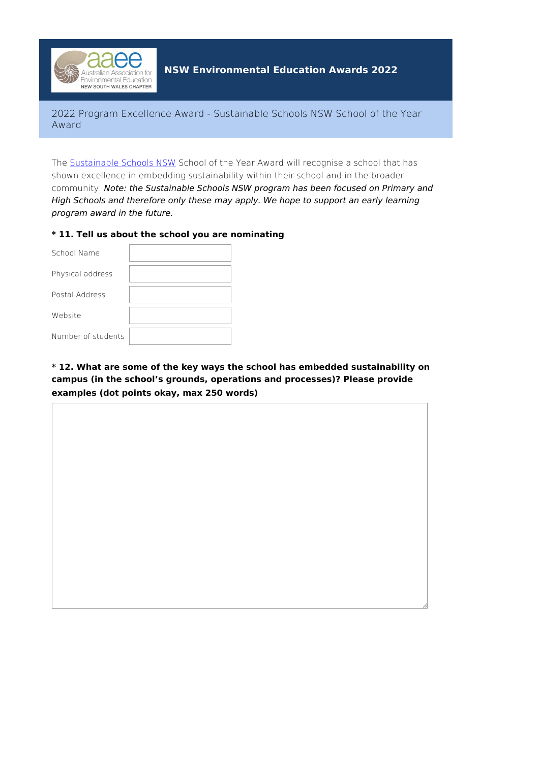# NSW Environmental Education Awards 2022

## 2022 Program Excellence Award - Sustainable Schools NSW School of the Year Award

The Sustainable Schools NSW School of the Year Award will recognise a school that has shown excellence in embedding sustainability within their school and in the broader community. *Note: the Sustainable Schools NSW program has been focused on Primary and High Schools and therefore only these may apply. We hope to support an early learning program award in the future.*

**\* 11. Tell us about the school you are nominating**

| | |
|---|---|
| School Name | |
| Physical address | |
| Postal Address | |
| Website | |
| Number of students | |

**\* 12. What are some of the key ways the school has embedded sustainability on campus (in the school's grounds, operations and processes)? Please provide examples (dot points okay, max 250 words)**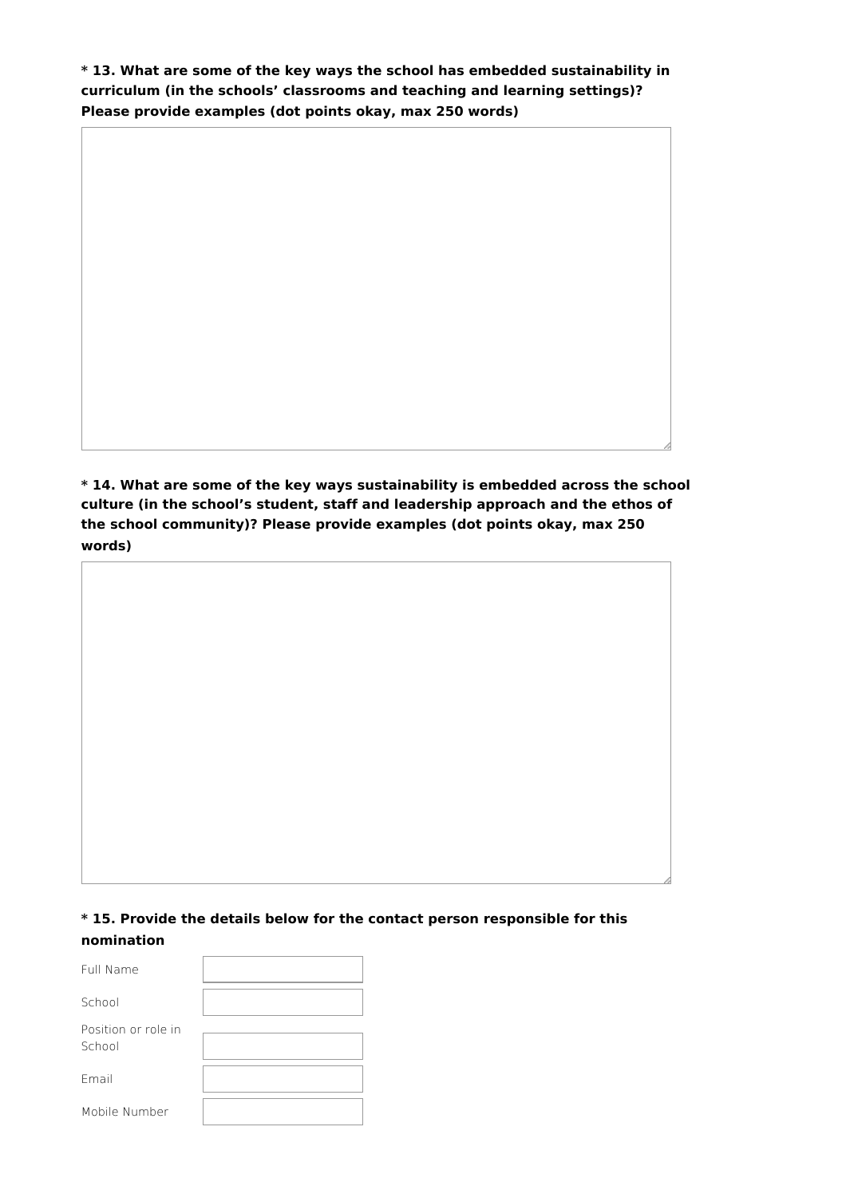**\* 13. What are some of the key ways the school has embedded sustainability in curriculum (in the schools' classrooms and teaching and learning settings)? Please provide examples (dot points okay, max 250 words)**

**\* 14. What are some of the key ways sustainability is embedded across the school culture (in the school's student, staff and leadership approach and the ethos of the school community)? Please provide examples (dot points okay, max 250 words)**

**\* 15. Provide the details below for the contact person responsible for this nomination**

Full Name

School

Position or role in School

Email

Mobile Number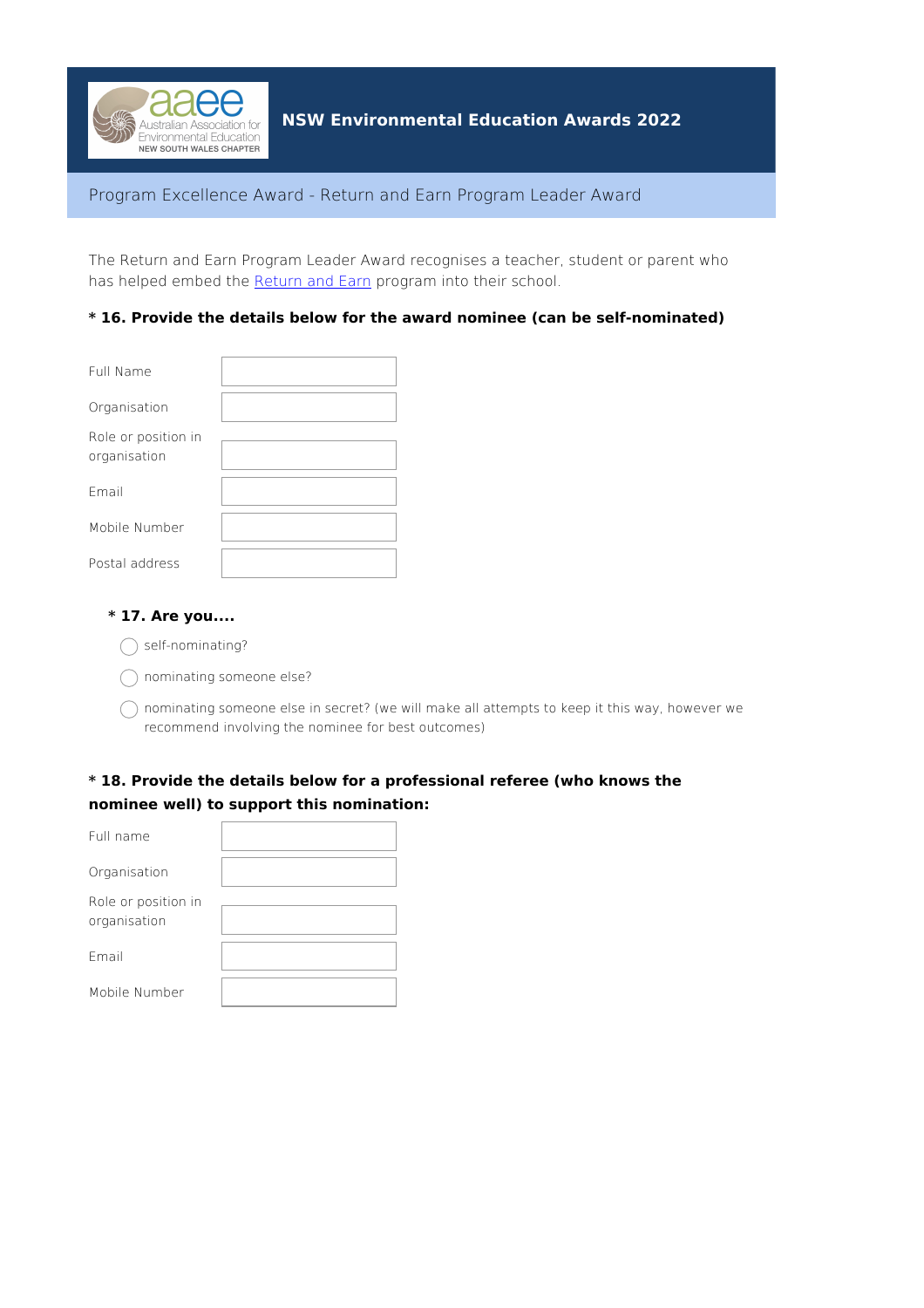# NSW Environmental Education Awards 2022

## Program Excellence Award - Return and Earn Program Leader Award

The Return and Earn Program Leader Award recognises a teacher, student or parent who has helped embed the [Return and Earn]() program into their school.

**\* 16. Provide the details below for the award nominee (can be self-nominated)**

| | |
|---|---|
| Full Name | |
| Organisation | |
| Role or position in organisation | |
| Email | |
| Mobile Number | |
| Postal address | |

**\* 17. Are you....**

- ◯ self-nominating?
- ◯ nominating someone else?
- ◯ nominating someone else in secret? (we will make all attempts to keep it this way, however we recommend involving the nominee for best outcomes)

**\* 18. Provide the details below for a professional referee (who knows the nominee well) to support this nomination:**

| | |
|---|---|
| Full name | |
| Organisation | |
| Role or position in organisation | |
| Email | |
| Mobile Number | |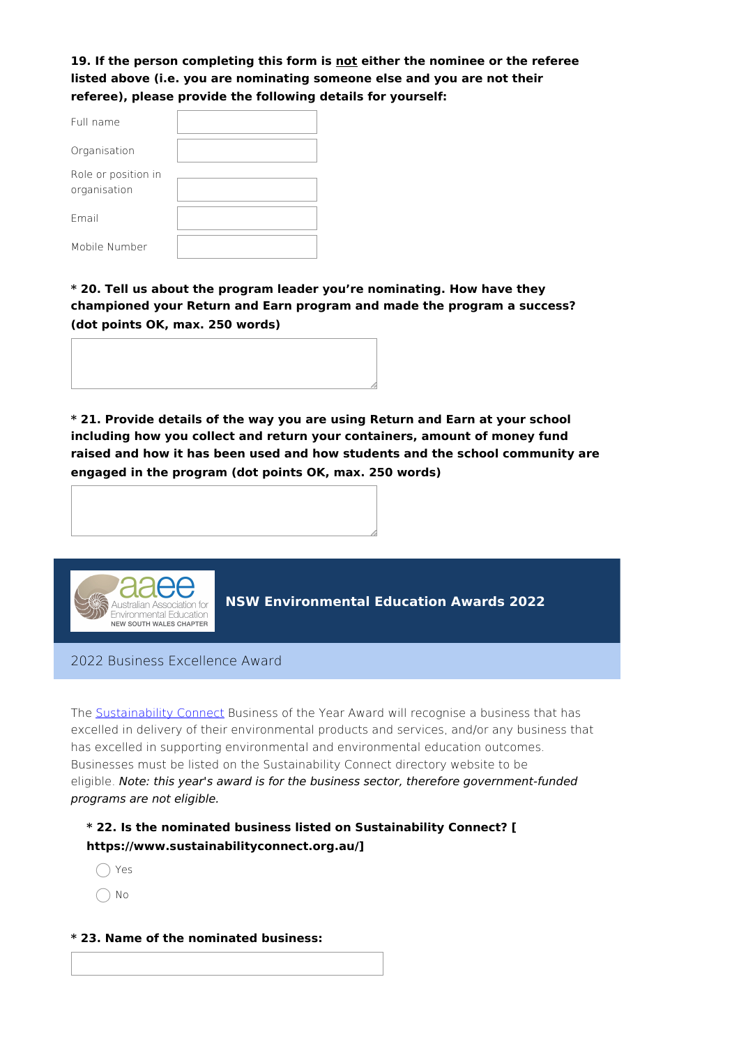**19. If the person completing this form is not either the nominee or the referee listed above (i.e. you are nominating someone else and you are not their referee), please provide the following details for yourself:**

| | |
|---|---|
| Full name | |
| Organisation | |
| Role or position in organisation | |
| Email | |
| Mobile Number | |

**\* 20. Tell us about the program leader you're nominating. How have they championed your Return and Earn program and made the program a success? (dot points OK, max. 250 words)**

**\* 21. Provide details of the way you are using Return and Earn at your school including how you collect and return your containers, amount of money fund raised and how it has been used and how students and the school community are engaged in the program (dot points OK, max. 250 words)**

aaee Australian Association for Environmental Education NEW SOUTH WALES CHAPTER

## NSW Environmental Education Awards 2022

### 2022 Business Excellence Award

The Sustainability Connect Business of the Year Award will recognise a business that has excelled in delivery of their environmental products and services, and/or any business that has excelled in supporting environmental and environmental education outcomes. Businesses must be listed on the Sustainability Connect directory website to be eligible. *Note: this year's award is for the business sector, therefore government-funded programs are not eligible.*

**\* 22. Is the nominated business listed on Sustainability Connect? [ https://www.sustainabilityconnect.org.au/]**

- ◯ Yes
- ◯ No

**\* 23. Name of the nominated business:**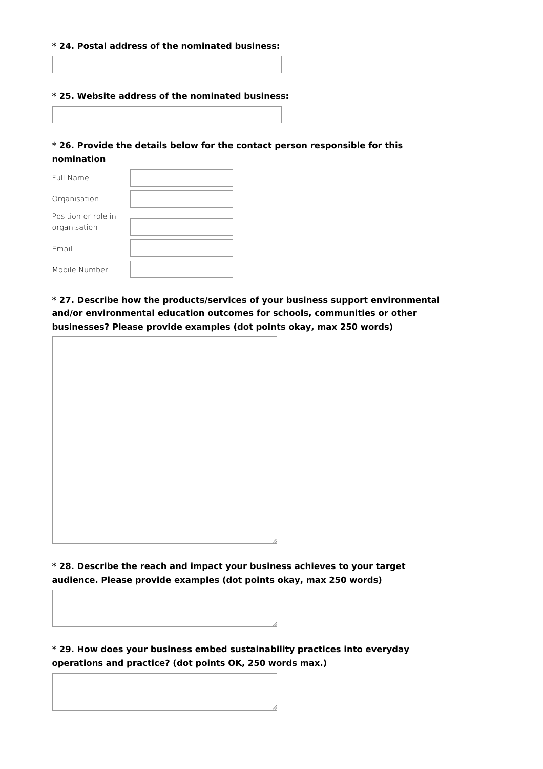**\* 24. Postal address of the nominated business:**

**\* 25. Website address of the nominated business:**

**\* 26. Provide the details below for the contact person responsible for this nomination**

Full Name

Organisation

Position or role in organisation

Email

Mobile Number

**\* 27. Describe how the products/services of your business support environmental and/or environmental education outcomes for schools, communities or other businesses? Please provide examples (dot points okay, max 250 words)**

**\* 28. Describe the reach and impact your business achieves to your target audience. Please provide examples (dot points okay, max 250 words)**

**\* 29. How does your business embed sustainability practices into everyday operations and practice? (dot points OK, 250 words max.)**